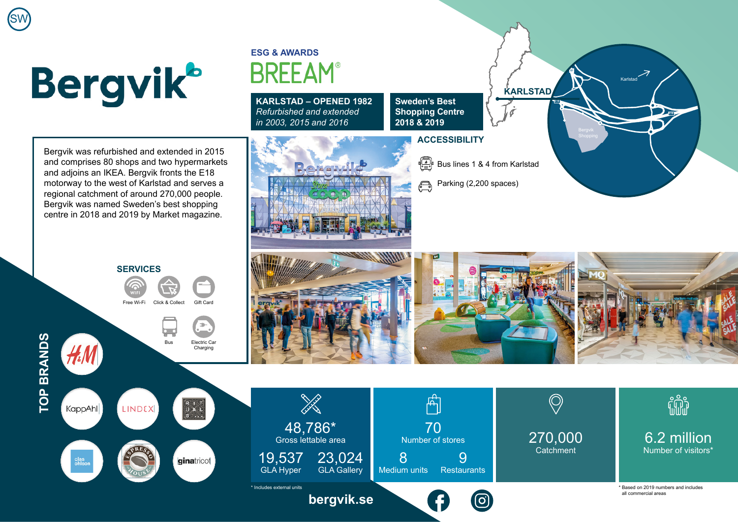# Bergvik

## ESG & AWARDS

BREEAM®

**KARLSTAD – OPENED 1982**
*Refurbished and extended in 2003, 2015 and 2016*

**Sweden's Best Shopping Centre 2018 & 2019**

KARLSTAD

Bergvik was refurbished and extended in 2015 and comprises 80 shops and two hypermarkets and adjoins an IKEA. Bergvik fronts the E18 motorway to the west of Karlstad and serves a regional catchment of around 270,000 people. Bergvik was named Sweden's best shopping centre in 2018 and 2019 by Market magazine.

## ACCESSIBILITY

- Bus lines 1 & 4 from Karlstad
- Parking (2,200 spaces)

## SERVICES

- Free Wi-Fi
- Click & Collect
- Gift Card
- Bus
- Electric Car Charging

## TOP BRANDS

H&M, KappAhl, Lindex, Clas Ohlson, Espresso House, Gina Tricot

48,786*
Gross lettable area

19,537
GLA Hyper

23,024
GLA Gallery

70
Number of stores

8
Medium units

9
Restaurants

270,000
Catchment

6.2 million
Number of visitors*

\* Includes external units

\* Based on 2019 numbers and includes all commercial areas

bergvik.se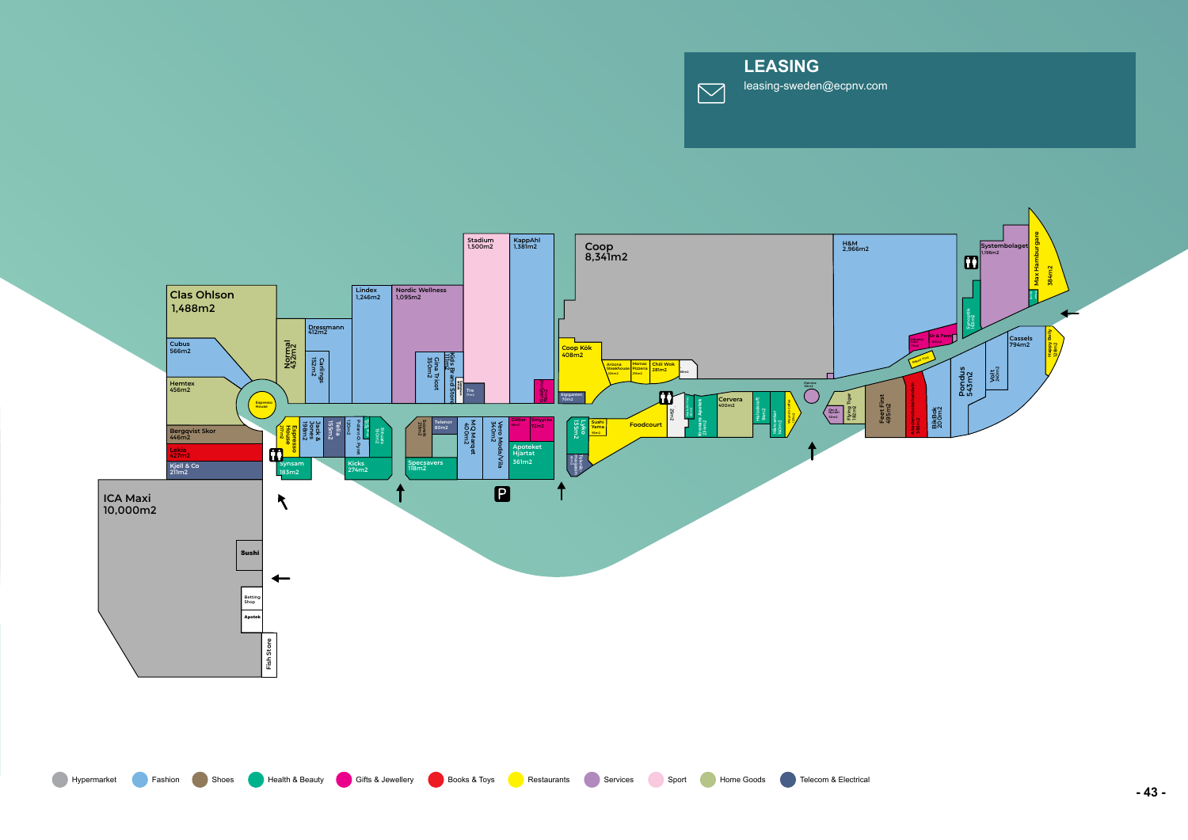## LEASING

leasing-sweden@ecpnv.com

Clas Ohlson
1,488m2

Cubus
566m2

Hemtex
456m2

Bergqvist Skor
446m2

Lekia
427m2

Kjell & Co
211m2

ICA Maxi
10,000m2

Sushi

Betting Shop

Apotek

Fish Store

Normal
432m2

Dressmann
412m2

Carlings
152m2

Lindex
1,246m2

Nordic Wellness
1,095m2

Gina Tricot
350m2

Kids Brand Store

Stadium
1,500m2

KappAhl
1,381m2

Tre

Espresso House

Jack & Jones
198m2

Telia
155m2

Synsam
183m2

Kicks
274m2

Telenor
80m2

Specsavers
118m2

MQ Marqet
401m2

Vero Moda/Vila
340m2

Glitter

Smycka
77m2

Apoteket Hjärtat
361m2

Coop
8,341m2

Coop Kök
408m2

Arizona Steakhouse

Mamas Pizzeria

Chili Wok
281m2

Lyko
153m2

Sushi Yama

Foodcourt

Kronans Apotek

Cervera
400m2

H&M
2,966m2

Systembolaget
1,196m2

Max Hamburgare
384m2

Cassels
794m2

Happy Belly

Flying Tiger
182m2

Feet First
495m2

Akademibokhandeln

BikBok
200m2

Pondus
543m2

Volt

Hypermarket · Fashion · Shoes · Health & Beauty · Gifts & Jewellery · Books & Toys · Restaurants · Services · Sport · Home Goods · Telecom & Electrical